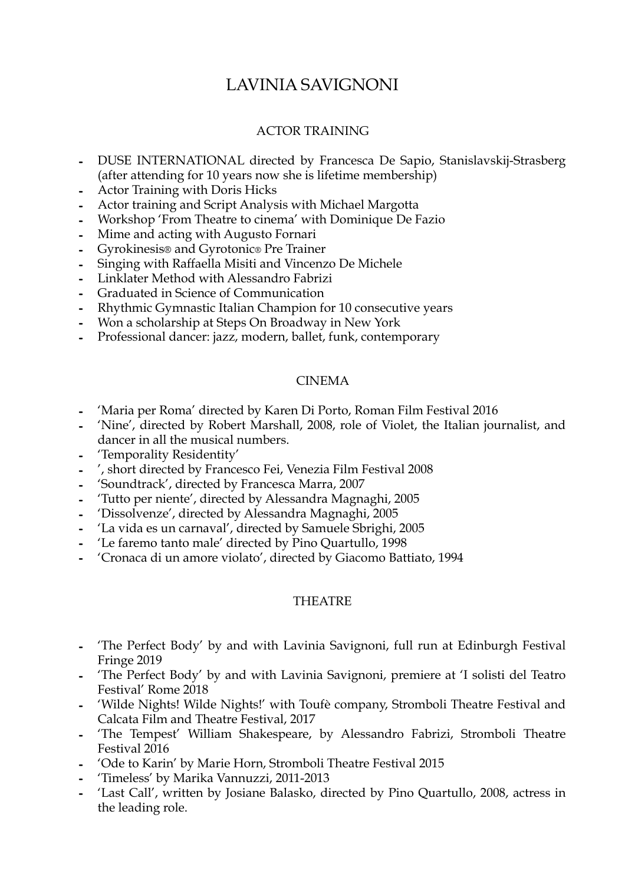# LAVINIA SAVIGNONI

## ACTOR TRAINING

- DUSE INTERNATIONAL directed by Francesca De Sapio, Stanislavskij-Strasberg (after attending for 10 years now she is lifetime membership)
- Actor Training with Doris Hicks
- Actor training and Script Analysis with Michael Margotta
- Workshop 'From Theatre to cinema' with Dominique De Fazio
- Mime and acting with Augusto Fornari
- Gyrokinesis® and Gyrotonic® Pre Trainer
- Singing with Raffaella Misiti and Vincenzo De Michele
- Linklater Method with Alessandro Fabrizi
- Graduated in Science of Communication
- Rhythmic Gymnastic Italian Champion for 10 consecutive years
- Won a scholarship at Steps On Broadway in New York
- Professional dancer: jazz, modern, ballet, funk, contemporary

## CINEMA

- 'Maria per Roma' directed by Karen Di Porto, Roman Film Festival 2016
- 'Nine', directed by Robert Marshall, 2008, role of Violet, the Italian journalist, and dancer in all the musical numbers.
- 'Temporality Residentity'
- ', short directed by Francesco Fei, Venezia Film Festival 2008
- 'Soundtrack', directed by Francesca Marra, 2007
- 'Tutto per niente', directed by Alessandra Magnaghi, 2005
- 'Dissolvenze', directed by Alessandra Magnaghi, 2005
- 'La vida es un carnaval', directed by Samuele Sbrighi, 2005
- 'Le faremo tanto male' directed by Pino Quartullo, 1998
- 'Cronaca di un amore violato', directed by Giacomo Battiato, 1994

## THEATRE

- 'The Perfect Body' by and with Lavinia Savignoni, full run at Edinburgh Festival Fringe 2019
- 'The Perfect Body' by and with Lavinia Savignoni, premiere at 'I solisti del Teatro Festival' Rome 2018
- 'Wilde Nights! Wilde Nights!' with Toufè company, Stromboli Theatre Festival and Calcata Film and Theatre Festival, 2017
- 'The Tempest' William Shakespeare, by Alessandro Fabrizi, Stromboli Theatre Festival 2016
- 'Ode to Karin' by Marie Horn, Stromboli Theatre Festival 2015
- 'Timeless' by Marika Vannuzzi, 2011-2013
- 'Last Call', written by Josiane Balasko, directed by Pino Quartullo, 2008, actress in the leading role.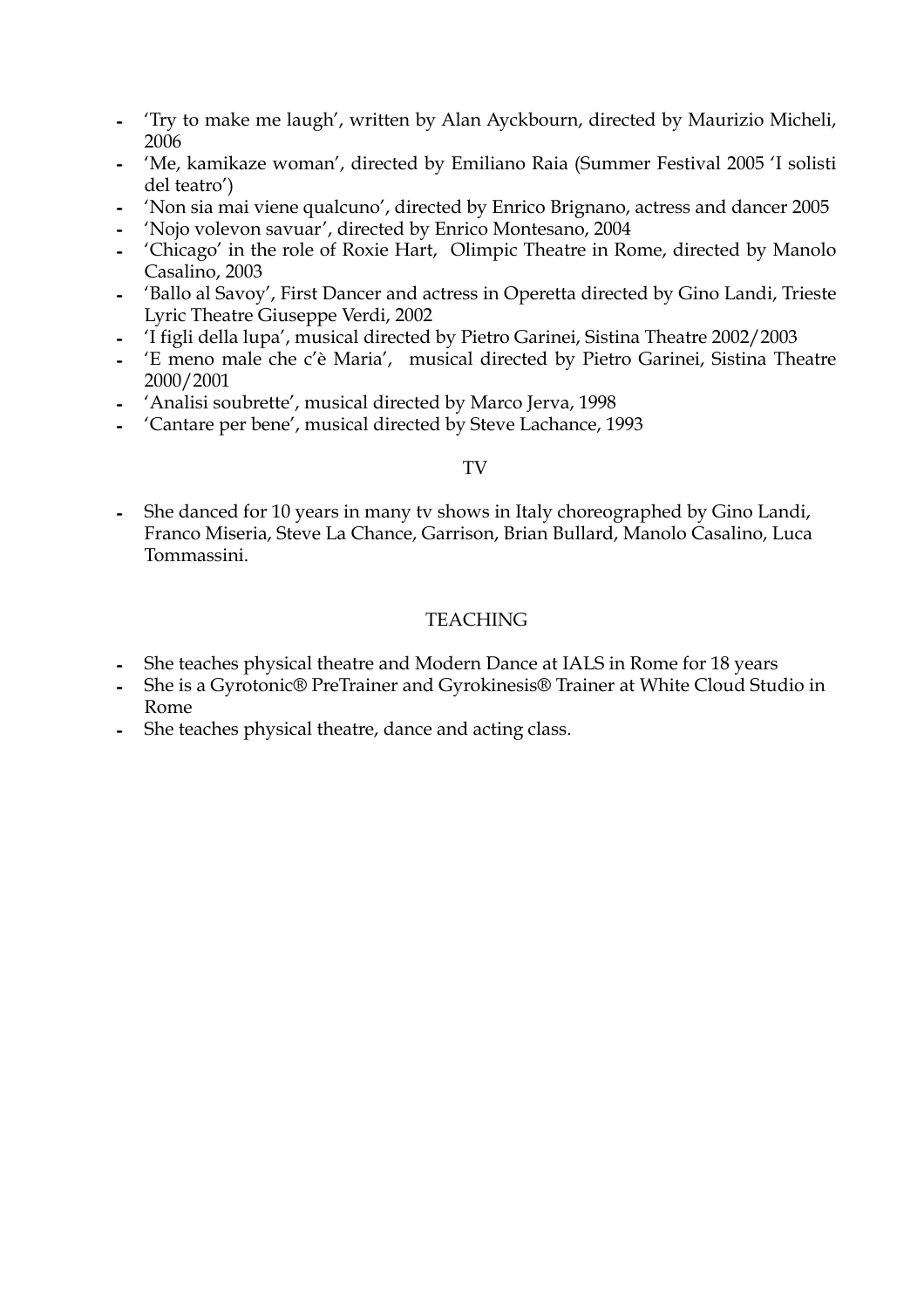- 'Try to make me laugh', written by Alan Ayckbourn, directed by Maurizio Micheli, 2006
- 'Me, kamikaze woman', directed by Emiliano Raia (Summer Festival 2005 'I solisti del teatro')
- 'Non sia mai viene qualcuno', directed by Enrico Brignano, actress and dancer 2005
- 'Nojo volevon savuar', directed by Enrico Montesano, 2004
- 'Chicago' in the role of Roxie Hart, Olimpic Theatre in Rome, directed by Manolo Casalino, 2003
- 'Ballo al Savoy', First Dancer and actress in Operetta directed by Gino Landi, Trieste Lyric Theatre Giuseppe Verdi, 2002
- 'I figli della lupa', musical directed by Pietro Garinei, Sistina Theatre 2002/2003
- 'E meno male che c'è Maria', musical directed by Pietro Garinei, Sistina Theatre 2000/2001
- 'Analisi soubrette', musical directed by Marco Jerva, 1998
- 'Cantare per bene', musical directed by Steve Lachance, 1993

## TV

- She danced for 10 years in many tv shows in Italy choreographed by Gino Landi, Franco Miseria, Steve La Chance, Garrison, Brian Bullard, Manolo Casalino, Luca Tommassini.

## TEACHING

- She teaches physical theatre and Modern Dance at IALS in Rome for 18 years
- She is a Gyrotonic® PreTrainer and Gyrokinesis® Trainer at White Cloud Studio in Rome
- She teaches physical theatre, dance and acting class.